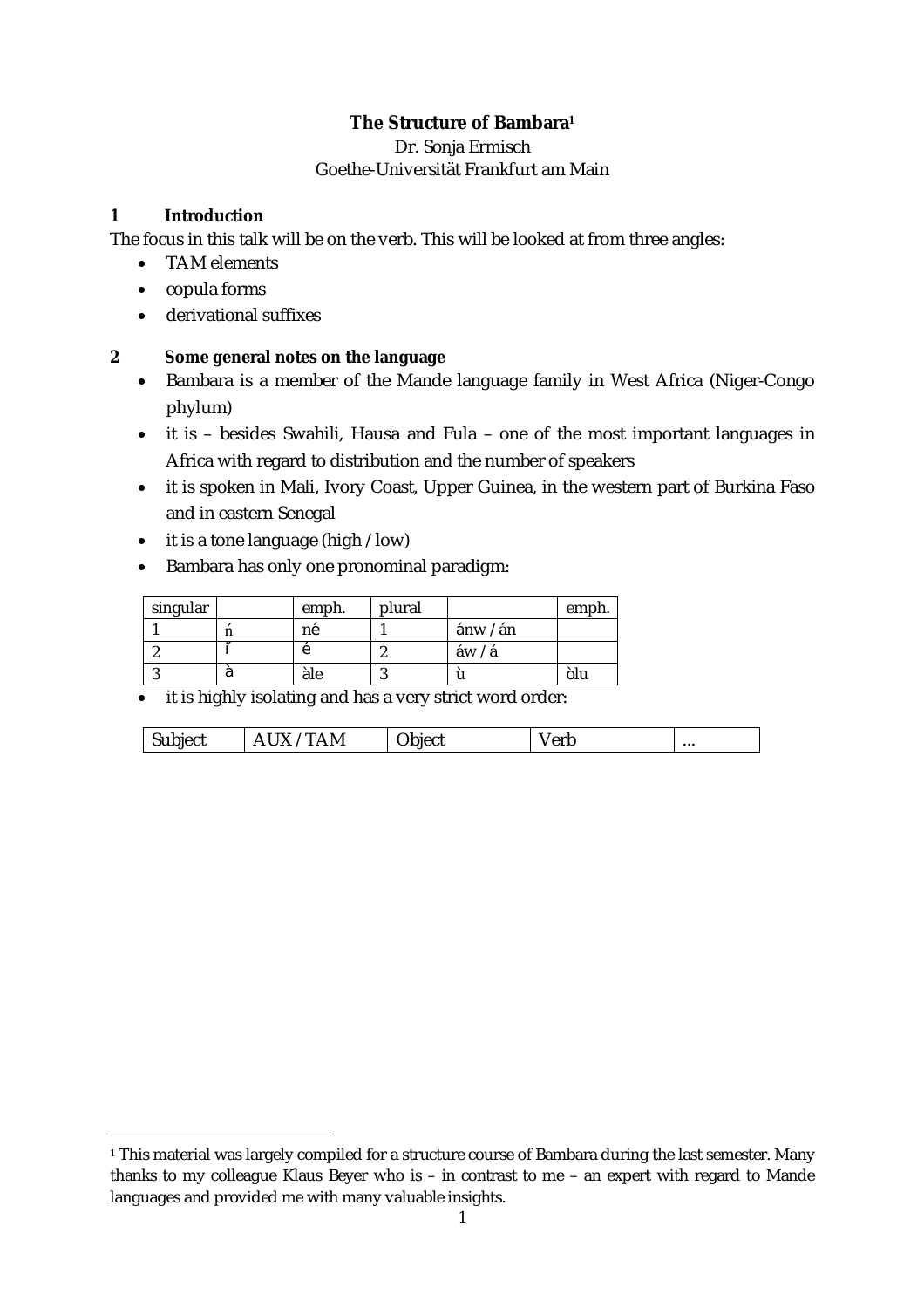**The Structure of Bambara**[1]

Dr. Sonja Ermisch

Goethe-Universität Frankfurt am Main

## 1 Introduction

The focus in this talk will be on the verb. This will be looked at from three angles:

- TAM elements
- copula forms
- derivational suffixes

## 2 Some general notes on the language

- Bambara is a member of the Mande language family in West Africa (Niger-Congo phylum)
- it is – besides Swahili, Hausa and Fula – one of the most important languages in Africa with regard to distribution and the number of speakers
- it is spoken in Mali, Ivory Coast, Upper Guinea, in the western part of Burkina Faso and in eastern Senegal
- it is a tone language (high / low)
- Bambara has only one pronominal paradigm:

| singular | | emph. | plural | | emph. |
|---|---|---|---|---|---|
| 1 | ń | né | 1 | ánw / án | |
| 2 | í | é | 2 | áw / á | |
| 3 | à | àle | 3 | ù | òlu |

- it is highly isolating and has a very strict word order:

| Subject | AUX / TAM | Object | Verb | ... |
|---|---|---|---|---|

[1] This material was largely compiled for a structure course of Bambara during the last semester. Many thanks to my colleague Klaus Beyer who is – in contrast to me – an expert with regard to Mande languages and provided me with many valuable insights.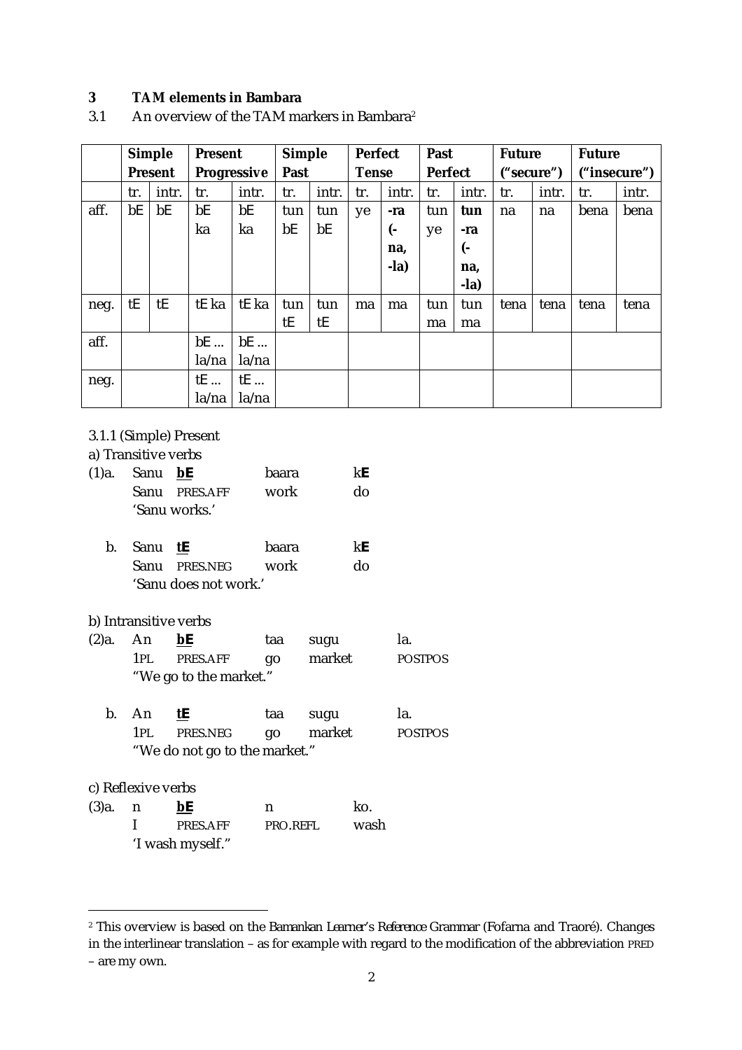## 3 TAM elements in Bambara

### 3.1 An overview of the TAM markers in Bambara[2]

| | Simple Present | | Present Progressive | | Simple Past | | Perfect Tense | | Past Perfect | | Future ("secure") | | Future ("insecure") | |
|---|---|---|---|---|---|---|---|---|---|---|---|---|---|---|
| | tr. | intr. | tr. | intr. | tr. | intr. | tr. | intr. | tr. | intr. | tr. | intr. | tr. | intr. |
| aff. | bE | bE | bE ka | bE ka | tun bE | tun bE | ye | **-ra (-na, -la)** | tun ye | **tun -ra (-na, -la)** | na | na | bena | bena |
| neg. | tE | tE | tE ka | tE ka | tun tE | tun tE | ma | ma | tun ma | tun ma | tena | tena | tena | tena |
| aff. | | | bE ... la/na | bE ... la/na | | | | | | | | | | |
| neg. | | | tE ... la/na | tE ... la/na | | | | | | | | | | |

3.1.1 (Simple) Present

a) Transitive verbs

(1)a. Sanu **bE** baara k**E**
Sanu PRES.AFF work do
'Sanu works.'

b. Sanu **tE** baara k**E**
Sanu PRES.NEG work do
'Sanu does not work.'

b) Intransitive verbs

(2)a. An **bE** taa sugu la.
1PL PRES.AFF go market POSTPOS
"We go to the market."

b. An **tE** taa sugu la.
1PL PRES.NEG go market POSTPOS
"We do not go to the market."

c) Reflexive verbs

(3)a. n **bE** n ko.
I PRES.AFF PRO.REFL wash
'I wash myself."

---

[2] This overview is based on the *Bamankan Learner's Reference Grammar* (Fofarna and Traoré). Changes in the interlinear translation – as for example with regard to the modification of the abbreviation PRED – are my own.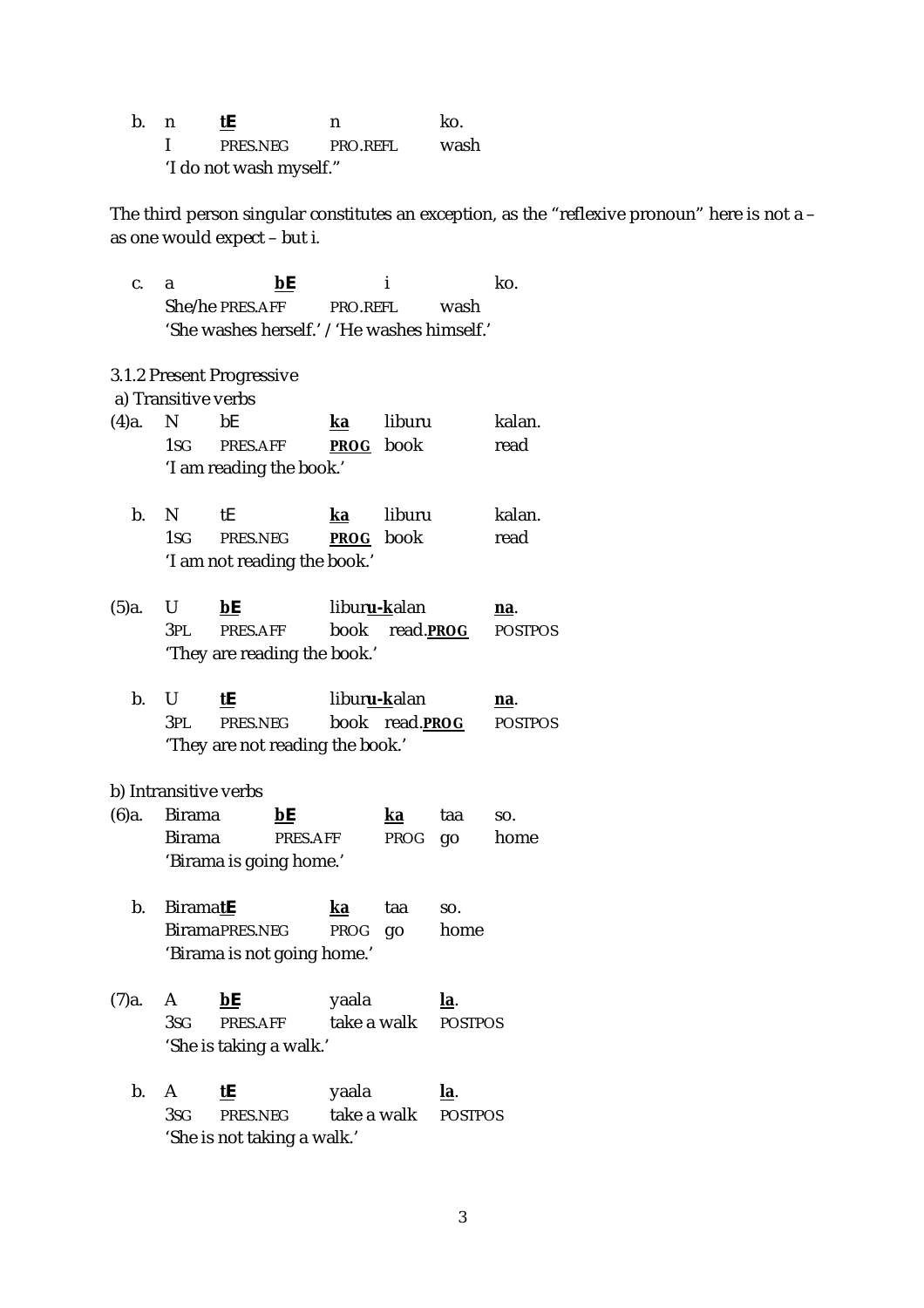b. n **tE** n ko.
   I PRES.NEG PRO.REFL wash
   'I do not wash myself."

The third person singular constitutes an exception, as the "reflexive pronoun" here is not a – as one would expect – but i.

c. a **bE** i ko.
   She/he PRES.AFF PRO.REFL wash
   'She washes herself.' / 'He washes himself.'

3.1.2 Present Progressive

a) Transitive verbs

(4)a. N bE **ka** liburu kalan.
   1SG PRES.AFF **PROG** book read
   'I am reading the book.'

b. N tE **ka** liburu kalan.
   1SG PRES.NEG **PROG** book read
   'I am not reading the book.'

(5)a. U **bE** libur**u-k**alan **na**.
   3PL PRES.AFF book read.**PROG** POSTPOS
   'They are reading the book.'

b. U **tE** libur**u-k**alan **na**.
   3PL PRES.NEG book read.**PROG** POSTPOS
   'They are not reading the book.'

b) Intransitive verbs

(6)a. Birama **bE** **ka** taa so.
   Birama PRES.AFF PROG go home
   'Birama is going home.'

b. Birama**tE** **ka** taa so.
   BiramaPRES.NEG PROG go home
   'Birama is not going home.'

(7)a. A **bE** yaala **la**.
   3SG PRES.AFF take a walk POSTPOS
   'She is taking a walk.'

b. A **tE** yaala **la**.
   3SG PRES.NEG take a walk POSTPOS
   'She is not taking a walk.'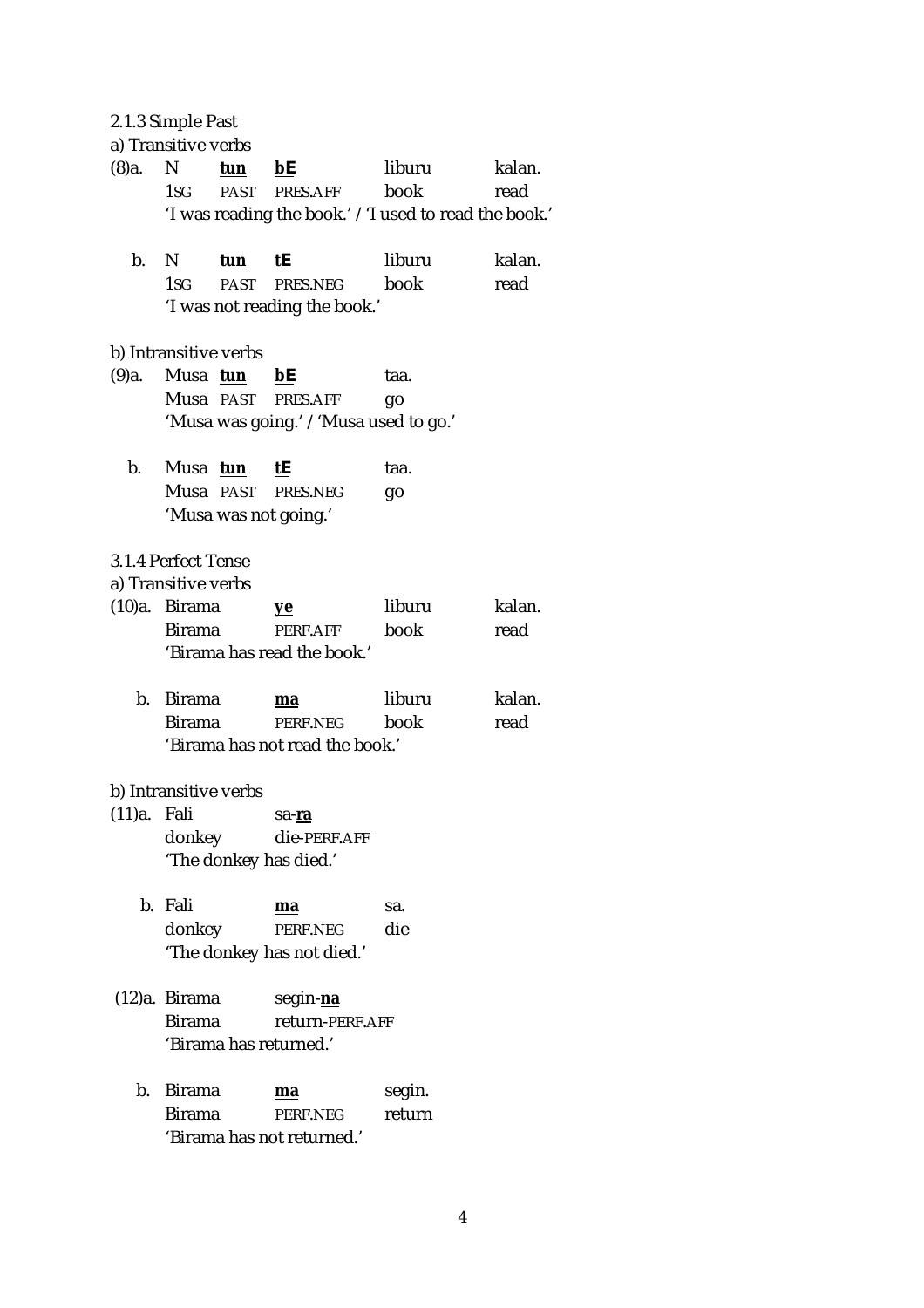2.1.3 Simple Past

a) Transitive verbs

(8)a. N **tun** **bE** liburu kalan.
1SG PAST PRES.AFF book read
'I was reading the book.' / 'I used to read the book.'

b. N **tun** **tE** liburu kalan.
1SG PAST PRES.NEG book read
'I was not reading the book.'

b) Intransitive verbs

(9)a. Musa **tun** **bE** taa.
Musa PAST PRES.AFF go
'Musa was going.' / 'Musa used to go.'

b. Musa **tun** **tE** taa.
Musa PAST PRES.NEG go
'Musa was not going.'

3.1.4 Perfect Tense

a) Transitive verbs

(10)a. Birama **ye** liburu kalan.
Birama PERF.AFF book read
'Birama has read the book.'

b. Birama **ma** liburu kalan.
Birama PERF.NEG book read
'Birama has not read the book.'

b) Intransitive verbs

(11)a. Fali sa-**ra**
donkey die-PERF.AFF
'The donkey has died.'

b. Fali **ma** sa.
donkey PERF.NEG die
'The donkey has not died.'

(12)a. Birama segin-**na**
Birama return-PERF.AFF
'Birama has returned.'

b. Birama **ma** segin.
Birama PERF.NEG return
'Birama has not returned.'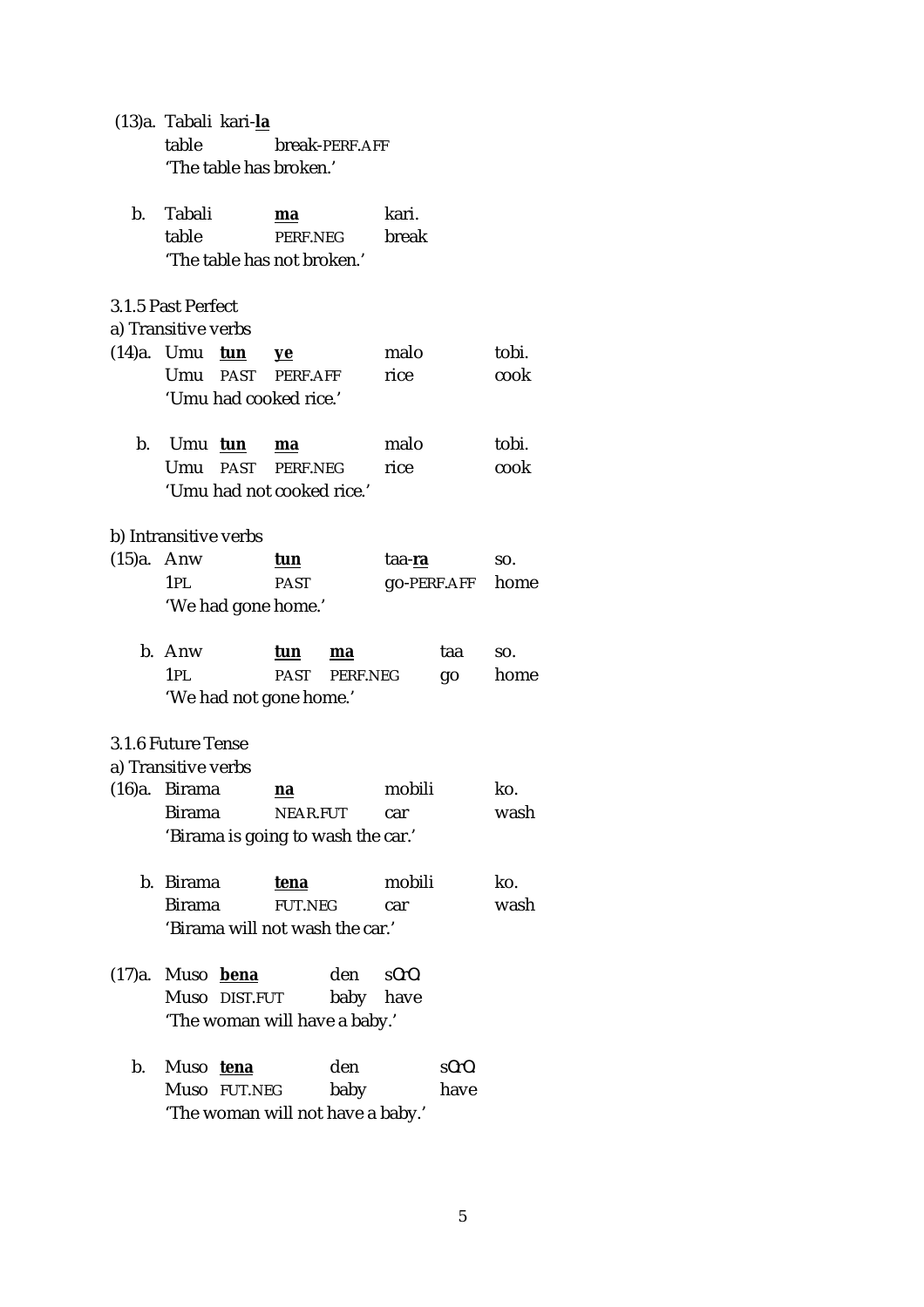(13)a. Tabali kari-**la**
table break-PERF.AFF
'The table has broken.'

b. Tabali **ma** kari.
table PERF.NEG break
'The table has not broken.'

3.1.5 Past Perfect

a) Transitive verbs

(14)a. Umu **tun** **ye** malo tobi.
Umu PAST PERF.AFF rice cook
'Umu had cooked rice.'

b. Umu **tun** **ma** malo tobi.
Umu PAST PERF.NEG rice cook
'Umu had not cooked rice.'

b) Intransitive verbs

(15)a. Anw **tun** taa-**ra** so.
1PL PAST go-PERF.AFF home
'We had gone home.'

b. Anw **tun** **ma** taa so.
1PL PAST PERF.NEG go home
'We had not gone home.'

3.1.6 Future Tense

a) Transitive verbs

(16)a. Birama **na** mobili ko.
Birama NEAR.FUT car wash
'Birama is going to wash the car.'

b. Birama **tena** mobili ko.
Birama FUT.NEG car wash
'Birama will not wash the car.'

(17)a. Muso **bena** den sOrO.
Muso DIST.FUT baby have
'The woman will have a baby.'

b. Muso **tena** den sOrO.
Muso FUT.NEG baby have
'The woman will not have a baby.'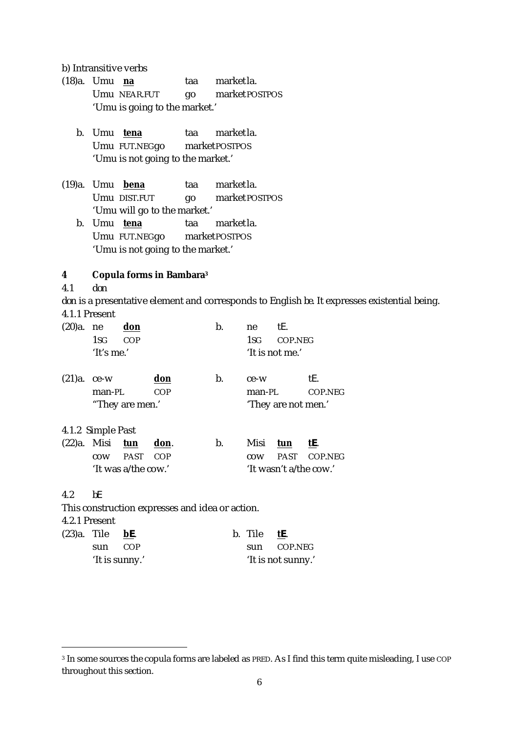b) Intransitive verbs

(18)a. Umu **na** taa marketla.
 Umu NEAR.FUT go market POSTPOS
 'Umu is going to the market.'

 b. Umu **tena** taa marketla.
 Umu FUT.NEG go market POSTPOS
 'Umu is not going to the market.'

(19)a. Umu **bena** taa marketla.
 Umu DIST.FUT go market POSTPOS
 'Umu will go to the market.'

 b. Umu **tena** taa marketla.
 Umu FUT.NEG go market POSTPOS
 'Umu is not going to the market.'

## 4 Copula forms in Bambara[3]

### 4.1 *don*

*don* is a presentative element and corresponds to English *be*. It expresses existential being.

4.1.1 Present

(20)a. ne **don**
 1SG COP
 'It's me.'

 b. ne tE.
 1SG COP.NEG
 'It is not me.'

(21)a. ce-w **don**
 man-PL COP
 "They are men.'

 b. ce-w tE.
 man-PL COP.NEG
 'They are not men.'

4.1.2 Simple Past

(22)a. Misi **tun** **don**.
 cow PAST COP
 'It was a/the cow.'

 b. Misi **tun** **tE**.
 cow PAST COP.NEG
 'It wasn't a/the cow.'

### 4.2 *bE*

This construction expresses and idea or action.

4.2.1 Present

(23)a. Tile **bE**.
 sun COP
 'It is sunny.'

 b. Tile **tE**.
 sun COP.NEG
 'It is not sunny.'

---

[3] In some sources the copula forms are labeled as PRED. As I find this term quite misleading, I use COP throughout this section.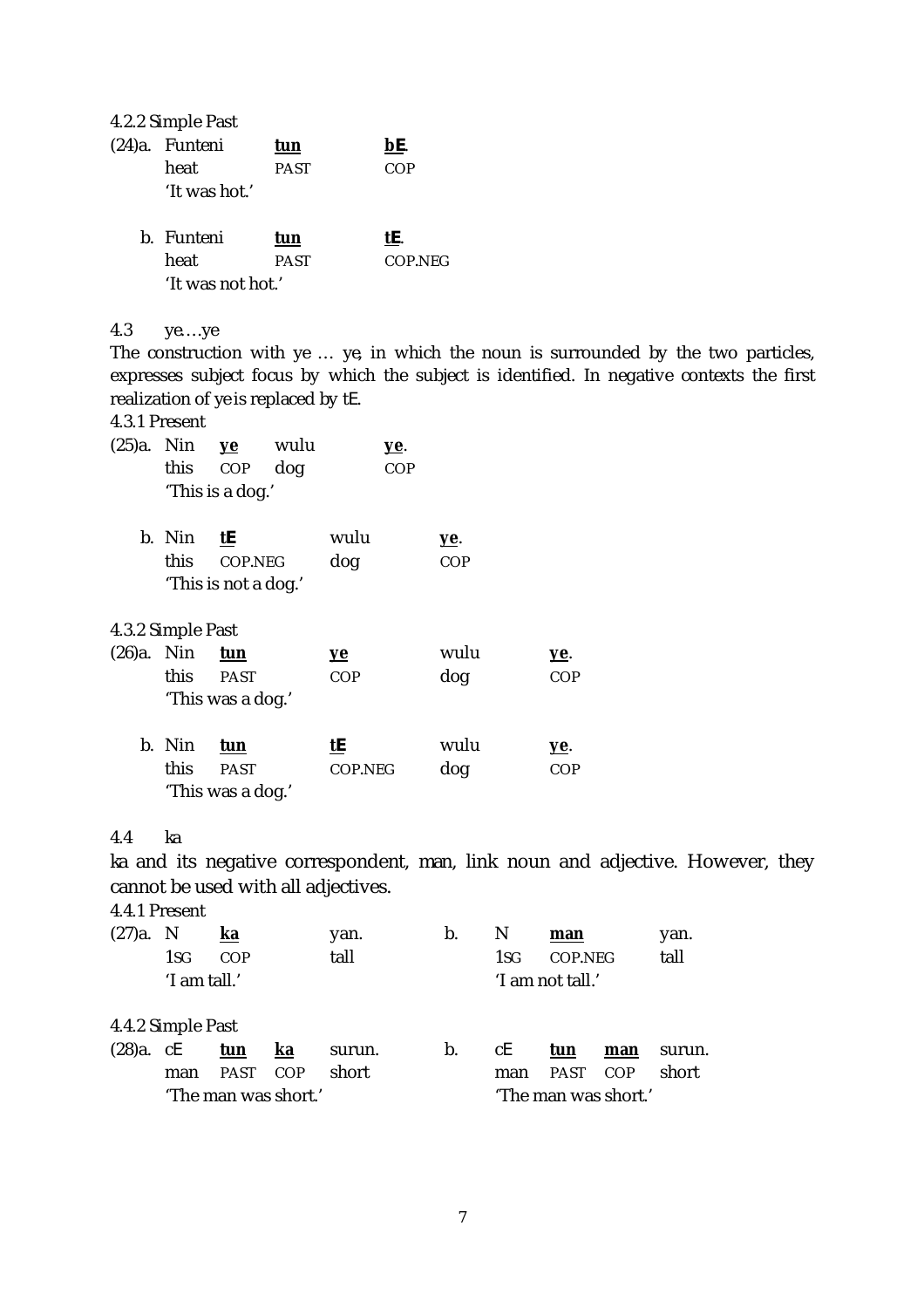4.2.2 Simple Past

(24)a. Funteni **tun** **bE**.
heat PAST COP
'It was hot.'

b. Funteni **tun** **tE**.
heat PAST COP.NEG
'It was not hot.'

4.3 ye….ye

The construction with ye … ye, in which the noun is surrounded by the two particles, expresses subject focus by which the subject is identified. In negative contexts the first realization of ye is replaced by tE.

4.3.1 Present

(25)a. Nin **ye** wulu **ye**.
this COP dog COP
'This is a dog.'

b. Nin **tE** wulu **ye**.
this COP.NEG dog COP
'This is not a dog.'

4.3.2 Simple Past

(26)a. Nin **tun** **ye** wulu **ye**.
this PAST COP dog COP
'This was a dog.'

b. Nin **tun** **tE** wulu **ye**.
this PAST COP.NEG dog COP
'This was a dog.'

4.4 ka

ka and its negative correspondent, man, link noun and adjective. However, they cannot be used with all adjectives.

4.4.1 Present

(27)a. N **ka** yan.
1SG COP tall
'I am tall.'

b. N **man** yan.
1SG COP.NEG tall
'I am not tall.'

4.4.2 Simple Past

(28)a. cE **tun** **ka** surun.
man PAST COP short
'The man was short.'

b. cE **tun** **man** surun.
man PAST COP short
'The man was short.'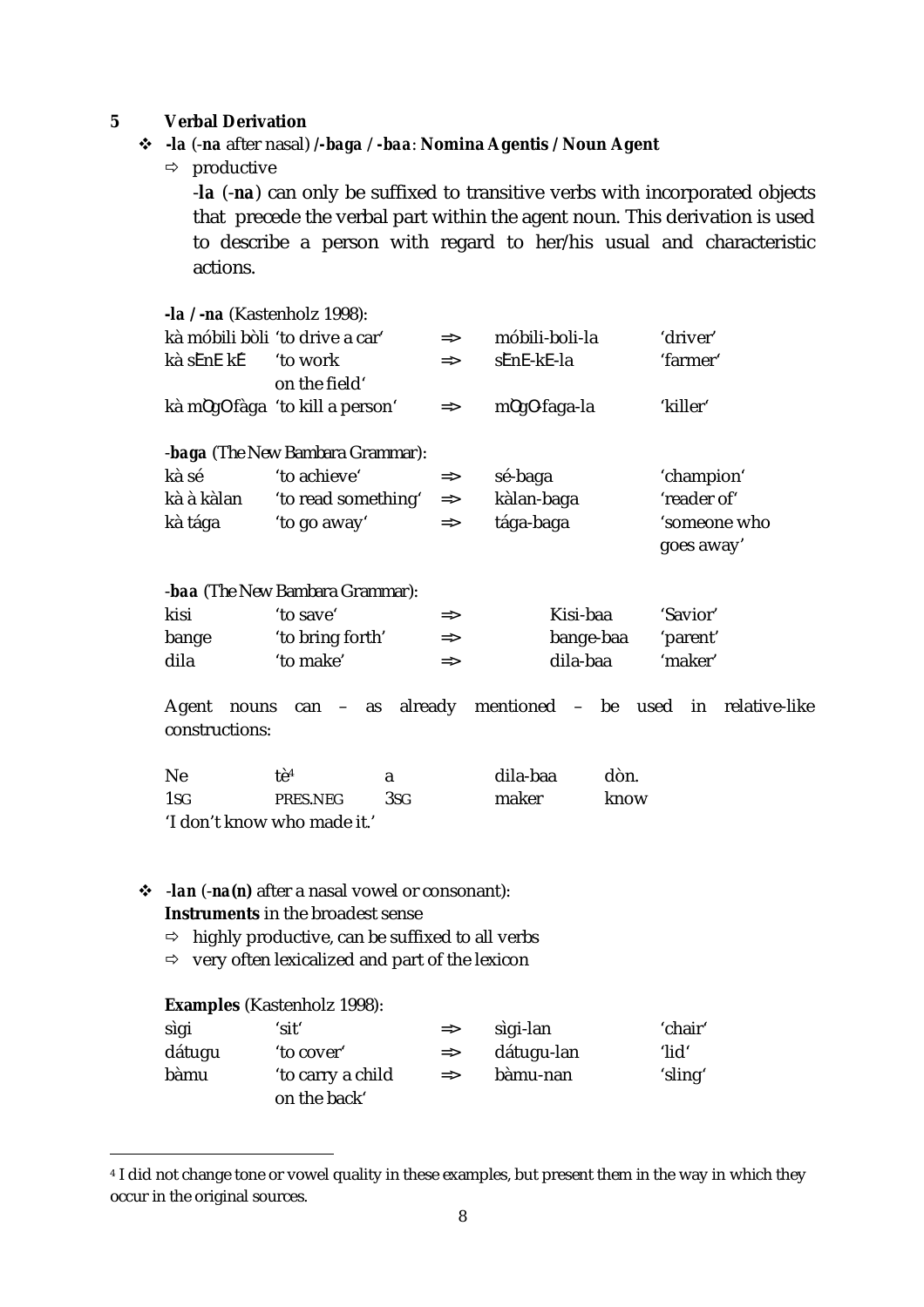## 5 Verbal Derivation

- ***-la*** (*-na* after nasal) ***/-baga / -baa*: Nomina Agentis / Noun Agent**
  - ⇨ productive

    -**la** (-**na**) can only be suffixed to transitive verbs with incorporated objects that precede the verbal part within the agent noun. This derivation is used to describe a person with regard to her/his usual and characteristic actions.

**-la / -na** (Kastenholz 1998):

| | | | | |
|---|---|---|---|---|
| kà móbili bòli | 'to drive a car' | => | móbili-boli-la | 'driver' |
| kà sÈnE kÈ | 'to work on the field' | => | sÈnE-kE-la | 'farmer' |
| kà mÒgOfàga | 'to kill a person' | => | mÒgO-faga-la | 'killer' |

-**baga** (The New Bambara Grammar):

| | | | | |
|---|---|---|---|---|
| kà sé | 'to achieve' | => | sé-baga | 'champion' |
| kà à kàlan | 'to read something' | => | kàlan-baga | 'reader of' |
| kà tága | 'to go away' | => | tága-baga | 'someone who goes away' |

-**baa** (The New Bambara Grammar):

| | | | | |
|---|---|---|---|---|
| kisi | 'to save' | => | Kisi-baa | 'Savior' |
| bange | 'to bring forth' | => | bange-baa | 'parent' |
| dila | 'to make' | => | dila-baa | 'maker' |

Agent nouns can – as already mentioned – be used in relative-like constructions:

| | | | | |
|---|---|---|---|---|
| Ne | tè[4] | a | dila-baa | dòn. |
| 1SG | PRES.NEG | 3SG | maker | know |

'I don't know who made it.'

- -***lan*** (-***na(n)*** after a nasal vowel or consonant): **Instruments** in the broadest sense
  - ⇨ highly productive, can be suffixed to all verbs
  - ⇨ very often lexicalized and part of the lexicon

**Examples** (Kastenholz 1998):

| | | | | |
|---|---|---|---|---|
| sìgi | 'sit' | => | sìgi-lan | 'chair' |
| dátugu | 'to cover' | => | dátugu-lan | 'lid' |
| bàmu | 'to carry a child on the back' | => | bàmu-nan | 'sling' |

[4] I did not change tone or vowel quality in these examples, but present them in the way in which they occur in the original sources.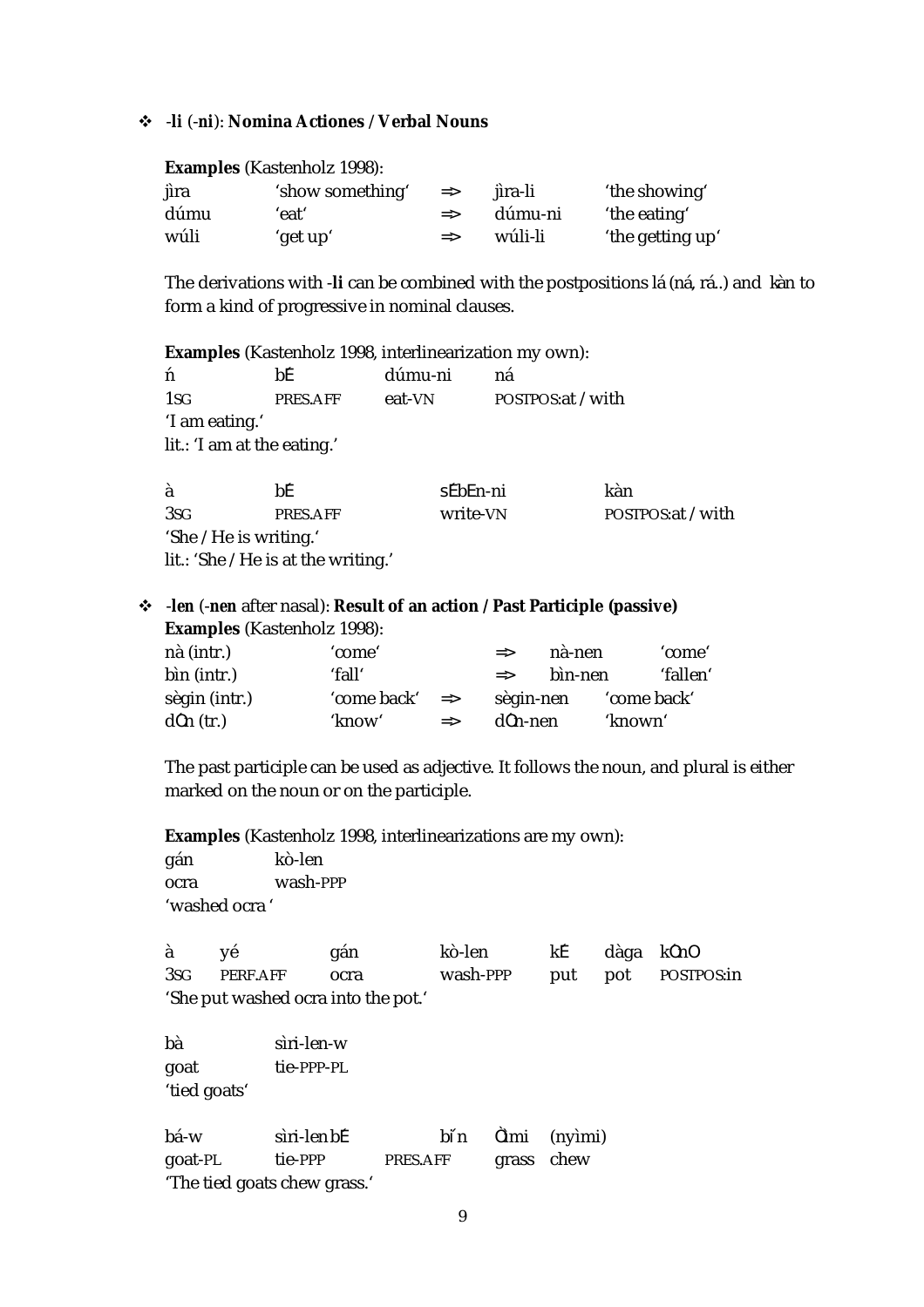❖ -**li** (-**ni**): **Nomina Actiones / Verbal Nouns**

**Examples** (Kastenholz 1998):

| | | | | |
|---|---|---|---|---|
| jìra | 'show something' | => | jìra-li | 'the showing' |
| dúmu | 'eat' | => | dúmu-ni | 'the eating' |
| wúli | 'get up' | => | wúli-li | 'the getting up' |

The derivations with -**li** can be combined with the postpositions lá (ná, rá..) and kàn to form a kind of progressive in nominal clauses.

**Examples** (Kastenholz 1998, interlinearization my own):

| | | | |
|---|---|---|---|
| ń | bÉ | dúmu-ni | ná |
| 1SG | PRES.AFF | eat-VN | POSTPOS:at / with |

'I am eating.'
lit.: 'I am at the eating.'

| | | | |
|---|---|---|---|
| à | bÉ | sÉbEn-ni | kàn |
| 3SG | PRES.AFF | write-VN | POSTPOS:at / with |

'She / He is writing.'
lit.: 'She / He is at the writing.'

❖ -**len** (-**nen** after nasal): **Result of an action / Past Participle (passive)**

**Examples** (Kastenholz 1998):

| | | | | |
|---|---|---|---|---|
| nà (intr.) | 'come' | => | nà-nen | 'come' |
| bìn (intr.) | 'fall' | => | bìn-nen | 'fallen' |
| sègin (intr.) | 'come back' | => | sègin-nen | 'come back' |
| dÒn (tr.) | 'know' | => | dÒn-nen | 'known' |

The past participle can be used as adjective. It follows the noun, and plural is either marked on the noun or on the participle.

**Examples** (Kastenholz 1998, interlinearizations are my own):

| | |
|---|---|
| gán | kò-len |
| ocra | wash-PPP |

'washed ocra '

| | | | | | | |
|---|---|---|---|---|---|---|
| à | yé | gán | kò-len | kÉ | dàga | kÒnO |
| 3SG | PERF.AFF | ocra | wash-PPP | put | pot | POSTPOS:in |

'She put washed ocra into the pot.'

| | |
|---|---|
| bà | sìri-len-w |
| goat | tie-PPP-PL |

'tied goats'

| | | | | |
|---|---|---|---|---|
| bá-w | sìri-len bÉ | bi̋n | Òmi | (nyìmi) |
| goat-PL | tie-PPP | PRES.AFF | grass | chew |

'The tied goats chew grass.'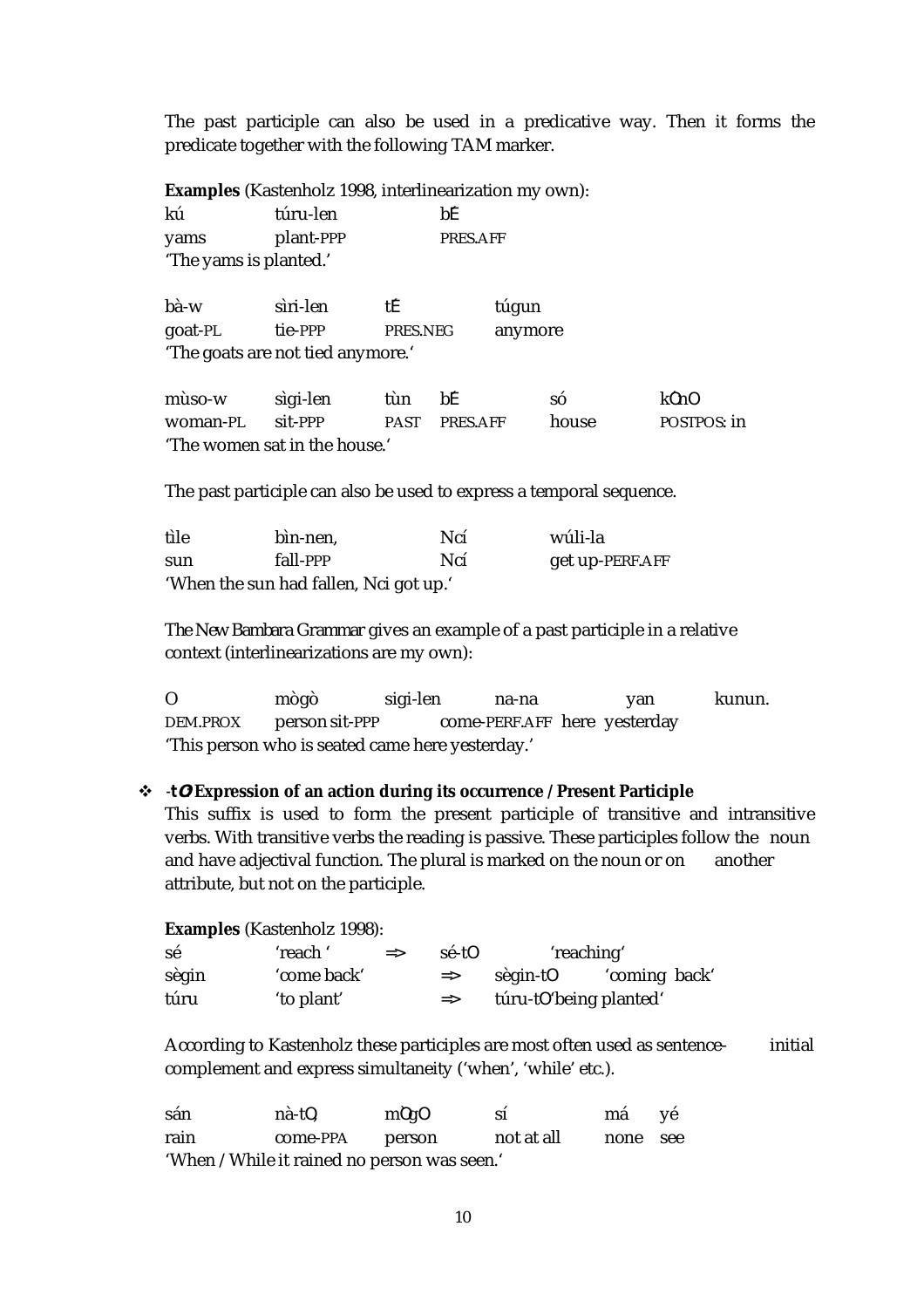The past participle can also be used in a predicative way. Then it forms the predicate together with the following TAM marker.

**Examples** (Kastenholz 1998, interlinearization my own):

| kú | túru-len | bÉ |
|---|---|---|
| yams | plant-PPP | PRES.AFF |

'The yams is planted.'

| bà-w | sìri-len | tÉ | túgun |
|---|---|---|---|
| goat-PL | tie-PPP | PRES.NEG | anymore |

'The goats are not tied anymore.'

| mùso-w | sìgi-len | tùn | bÉ | só | kÒnO |
|---|---|---|---|---|---|
| woman-PL | sit-PPP | PAST | PRES.AFF | house | POSTPOS: in |

'The women sat in the house.'

The past participle can also be used to express a temporal sequence.

| tìle | bìn-nen, | Ncí | wúli-la |
|---|---|---|---|
| sun | fall-PPP | Ncí | get up-PERF.AFF |

'When the sun had fallen, Nci got up.'

The *New Bambara Grammar* gives an example of a past participle in a relative context (interlinearizations are my own):

| O | mògò | sigi-len | na-na | yan | kunun. |
|---|---|---|---|---|---|
| DEM.PROX | person | sit-PPP | come-PERF.AFF | here | yesterday |

'This person who is seated came here yesterday.'

- **-tO Expression of an action during its occurrence / Present Participle**

This suffix is used to form the present participle of transitive and intransitive verbs. With transitive verbs the reading is passive. These participles follow the noun and have adjectival function. The plural is marked on the noun or on another attribute, but not on the participle.

**Examples** (Kastenholz 1998):

| sé | 'reach ' | => | sé-tO | 'reaching' |
|---|---|---|---|---|
| sègin | 'come back' | => | sègin-tO | 'coming back' |
| túru | 'to plant' | => | túru-tO | 'being planted' |

According to Kastenholz these participles are most often used as sentence-initial complement and express simultaneity ('when', 'while' etc.).

| sán | nà-tO, | mÒgO | sí | má | yé |
|---|---|---|---|---|---|
| rain | come-PPA | person | not at all | none | see |

'When / While it rained no person was seen.'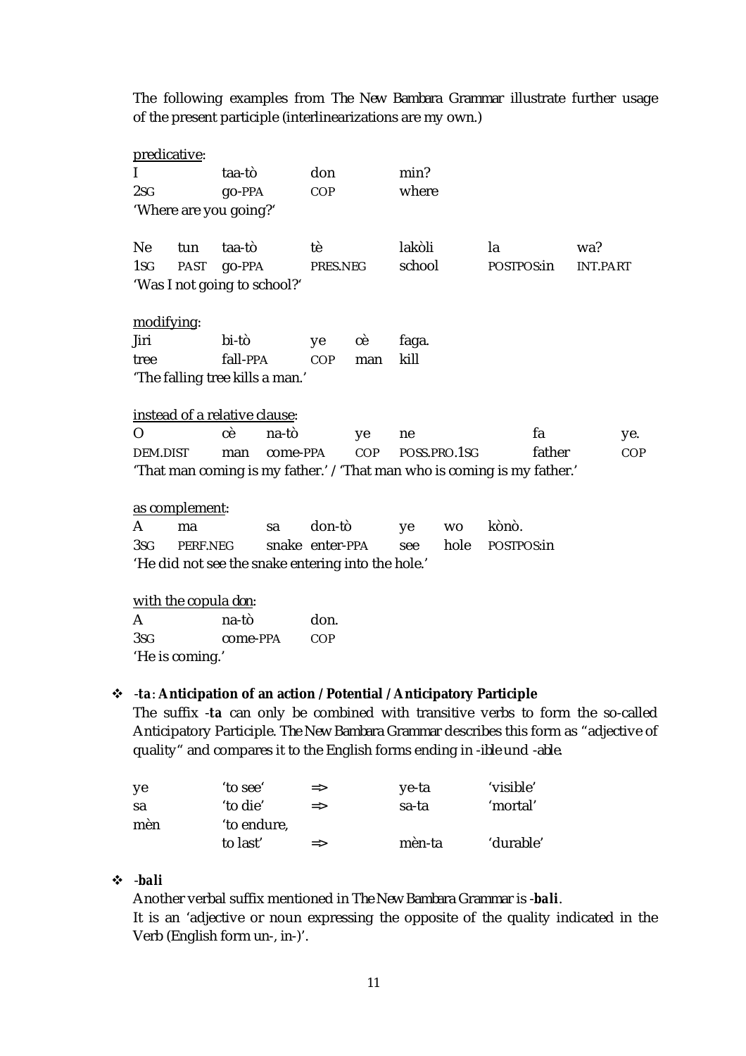The following examples from The New Bambara Grammar illustrate further usage of the present participle (interlinearizations are my own.)

<u>predicative</u>:

| I | taa-tò | don | min? |
|---|---|---|---|
| 2SG | go-PPA | COP | where |

'Where are you going?'

| Ne | tun | taa-tò | tè | lakòli | la | wa? |
|---|---|---|---|---|---|---|
| 1SG | PAST | go-PPA | PRES.NEG | school | POSTPOS:in | INT.PART |

'Was I not going to school?'

<u>modifying</u>:

| Jiri | bi-tò | ye | cè | faga. |
|---|---|---|---|---|
| tree | fall-PPA | COP | man | kill |

'The falling tree kills a man.'

<u>instead of a relative clause</u>:

| O | cè | na-tò | ye | ne | fa | ye. |
|---|---|---|---|---|---|---|
| DEM.DIST | man | come-PPA | COP | POSS.PRO.1SG | father | COP |

'That man coming is my father.' / 'That man who is coming is my father.'

<u>as complement</u>:

| A | ma | sa | don-tò | ye | wo | kònò. |
|---|---|---|---|---|---|---|
| 3SG | PERF.NEG | snake | enter-PPA | see | hole | POSTPOS:in |

'He did not see the snake entering into the hole.'

<u>with the copula *don*</u>:

| A | na-tò | don. |
|---|---|---|
| 3SG | come-PPA | COP |

'He is coming.'

- ***-ta*: Anticipation of an action / Potential / Anticipatory Participle**

  The suffix -**ta** can only be combined with transitive verbs to form the so-called Anticipatory Participle. *The New Bambara Grammar* describes this form as "adjective of quality" and compares it to the English forms ending in *-ible* und *-able*.

| ye | 'to see' | => | ye-ta | 'visible' |
|---|---|---|---|---|
| sa | 'to die' | => | sa-ta | 'mortal' |
| mèn | 'to endure, to last' | => | mèn-ta | 'durable' |

- ***-bali***

  Another verbal suffix mentioned in *The New Bambara Grammar* is -***bali***.
  It is an 'adjective or noun expressing the opposite of the quality indicated in the Verb (English form un-, in-)'.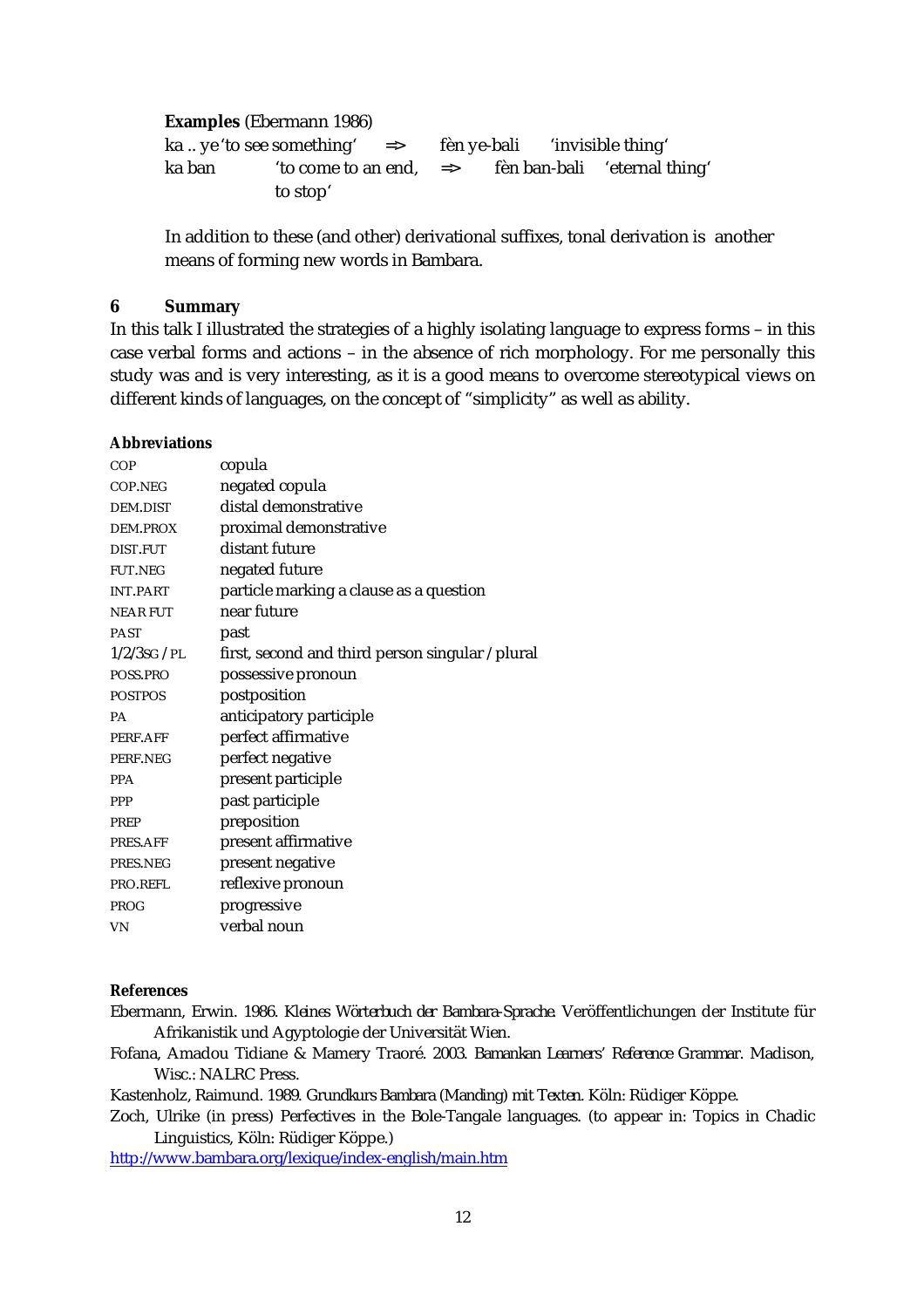**Examples** (Ebermann 1986)

| | | | | |
|---|---|---|---|---|
| ka .. ye | 'to see something' | => | fèn ye-bali | 'invisible thing' |
| ka ban | 'to come to an end, to stop' | => | fèn ban-bali | 'eternal thing' |

In addition to these (and other) derivational suffixes, tonal derivation is another means of forming new words in Bambara.

## 6 Summary

In this talk I illustrated the strategies of a highly isolating language to express forms – in this case verbal forms and actions – in the absence of rich morphology. For me personally this study was and is very interesting, as it is a good means to overcome stereotypical views on different kinds of languages, on the concept of "simplicity" as well as ability.

### Abbreviations

| | |
|---|---|
| COP | copula |
| COP.NEG | negated copula |
| DEM.DIST | distal demonstrative |
| DEM.PROX | proximal demonstrative |
| DIST.FUT | distant future |
| FUT.NEG | negated future |
| INT.PART | particle marking a clause as a question |
| NEAR FUT | near future |
| PAST | past |
| 1/2/3SG / PL | first, second and third person singular / plural |
| POSS.PRO | possessive pronoun |
| POSTPOS | postposition |
| PA | anticipatory participle |
| PERF.AFF | perfect affirmative |
| PERF.NEG | perfect negative |
| PPA | present participle |
| PPP | past participle |
| PREP | preposition |
| PRES.AFF | present affirmative |
| PRES.NEG | present negative |
| PRO.REFL | reflexive pronoun |
| PROG | progressive |
| VN | verbal noun |

### References

Ebermann, Erwin. 1986. *Kleines Wörterbuch der Bambara-Sprache.* Veröffentlichungen der Institute für Afrikanistik und Agyptologie der Universität Wien.

Fofana, Amadou Tidiane & Mamery Traoré. 2003. *Bamankan Learners' Reference Grammar.* Madison, Wisc.: NALRC Press.

Kastenholz, Raimund. 1989. *Grundkurs Bambara (Manding) mit Texten.* Köln: Rüdiger Köppe.

Zoch, Ulrike (in press) Perfectives in the Bole-Tangale languages. (to appear in: Topics in Chadic Linguistics, Köln: Rüdiger Köppe.)

http://www.bambara.org/lexique/index-english/main.htm